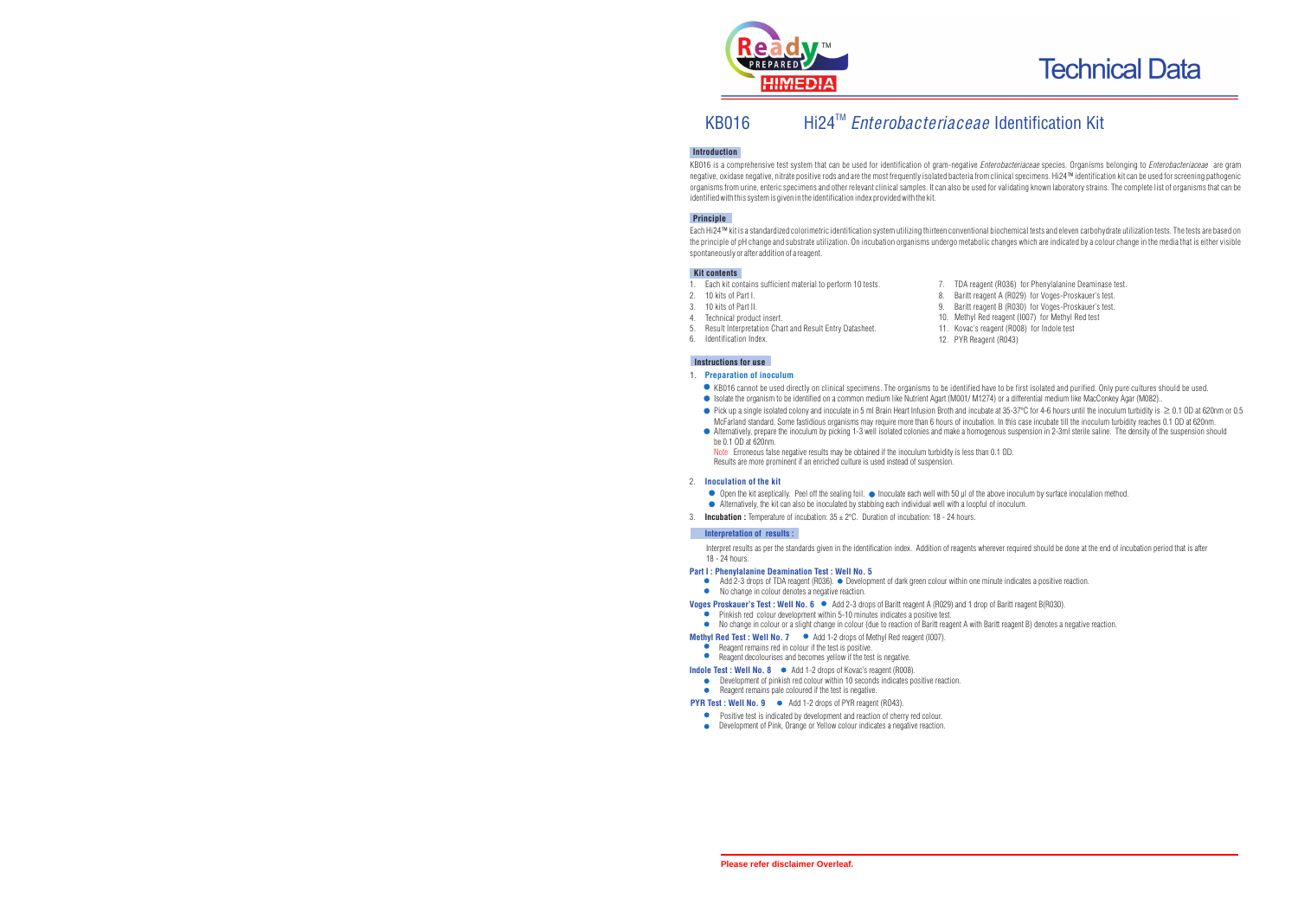Technical Data

# KB016 Hi24™ *Enterobacteriaceae* Identification Kit

## Introduction

KB016 is a comprehensive test system that can be used for identification of gram-negative *Enterobacteriaceae* species. Organisms belonging to *Enterobacteriaceae* are gram negative, oxidase negative, nitrate positive rods and are the most frequently isolated bacteria from clinical specimens. Hi24™ identification kit can be used for screening pathogenic organisms from urine, enteric specimens and other relevant clinical samples. It can also be used for validating known laboratory strains. The complete list of organisms that can be identified with this system is given in the identification index provided with the kit.

## Principle

Each Hi24™ kit is a standardized colorimetric identification system utilizing thirteen conventional biochemical tests and eleven carbohydrate utilization tests. The tests are based on the principle of pH change and substrate utilization. On incubation organisms undergo metabolic changes which are indicated by a colour change in the media that is either visible spontaneously or after addition of a reagent.

## Kit contents

1. Each kit contains sufficient material to perform 10 tests.
2. 10 kits of Part I.
3. 10 kits of Part II.
4. Technical product insert.
5. Result Interpretation Chart and Result Entry Datasheet.
6. Identification Index.
7. TDA reagent (R036) for Phenylalanine Deaminase test.
8. Baritt reagent A (R029) for Voges-Proskauer's test.
9. Baritt reagent B (R030) for Voges-Proskauer's test.
10. Methyl Red reagent (I007) for Methyl Red test
11. Kovac's reagent (R008) for Indole test
12. PYR Reagent (R043)

## Instructions for use

### 1. Preparation of inoculum

- KB016 cannot be used directly on clinical specimens. The organisms to be identified have to be first isolated and purified. Only pure cultures should be used.
- Isolate the organism to be identified on a common medium like Nutrient Agart (M001/ M1274) or a differential medium like MacConkey Agar (M082)..
- Pick up a single isolated colony and inoculate in 5 ml Brain Heart Infusion Broth and incubate at 35-37°C for 4-6 hours until the inoculum turbidity is ≥ 0.1 OD at 620nm or 0.5 McFarland standard. Some fastidious organisms may require more than 6 hours of incubation. In this case incubate till the inoculum turbidity reaches 0.1 OD at 620nm.
- Alternatively, prepare the inoculum by picking 1-3 well isolated colonies and make a homogenous suspension in 2-3ml sterile saline. The density of the suspension should be 0.1 OD at 620nm.

  Note Erroneous false negative results may be obtained if the inoculum turbidity is less than 0.1 OD.
  Results are more prominent if an enriched culture is used instead of suspension.

### 2. Inoculation of the kit

- Open the kit aseptically. Peel off the sealing foil. • Inoculate each well with 50 µl of the above inoculum by surface inoculation method.
- Alternatively, the kit can also be inoculated by stabbing each individual well with a loopful of inoculum.

3. **Incubation :** Temperature of incubation: 35 ± 2°C. Duration of incubation: 18 - 24 hours.

## Interpretation of results :

Interpret results as per the standards given in the identification index. Addition of reagents wherever required should be done at the end of incubation period that is after 18 - 24 hours.

**Part I : Phenylalanine Deamination Test : Well No. 5**

- Add 2-3 drops of TDA reagent (R036). • Development of dark green colour within one minute indicates a positive reaction.
- No change in colour denotes a negative reaction.

**Voges Proskauer's Test : Well No. 6** • Add 2-3 drops of Baritt reagent A (R029) and 1 drop of Baritt reagent B(R030).

- Pinkish red colour development within 5-10 minutes indicates a positive test.
- No change in colour or a slight change in colour (due to reaction of Baritt reagent A with Baritt reagent B) denotes a negative reaction.

**Methyl Red Test : Well No. 7** • Add 1-2 drops of Methyl Red reagent (I007).

- Reagent remains red in colour if the test is positive.
- Reagent decolourises and becomes yellow if the test is negative.

**Indole Test : Well No. 8** • Add 1-2 drops of Kovac's reagent (R008).

- Development of pinkish red colour within 10 seconds indicates positive reaction.
- Reagent remains pale coloured if the test is negative.

**PYR Test : Well No. 9** • Add 1-2 drops of PYR reagent (R043).

- Positive test is indicated by development and reaction of cherry red colour.
- Development of Pink, Orange or Yellow colour indicates a negative reaction.

**Please refer disclaimer Overleaf.**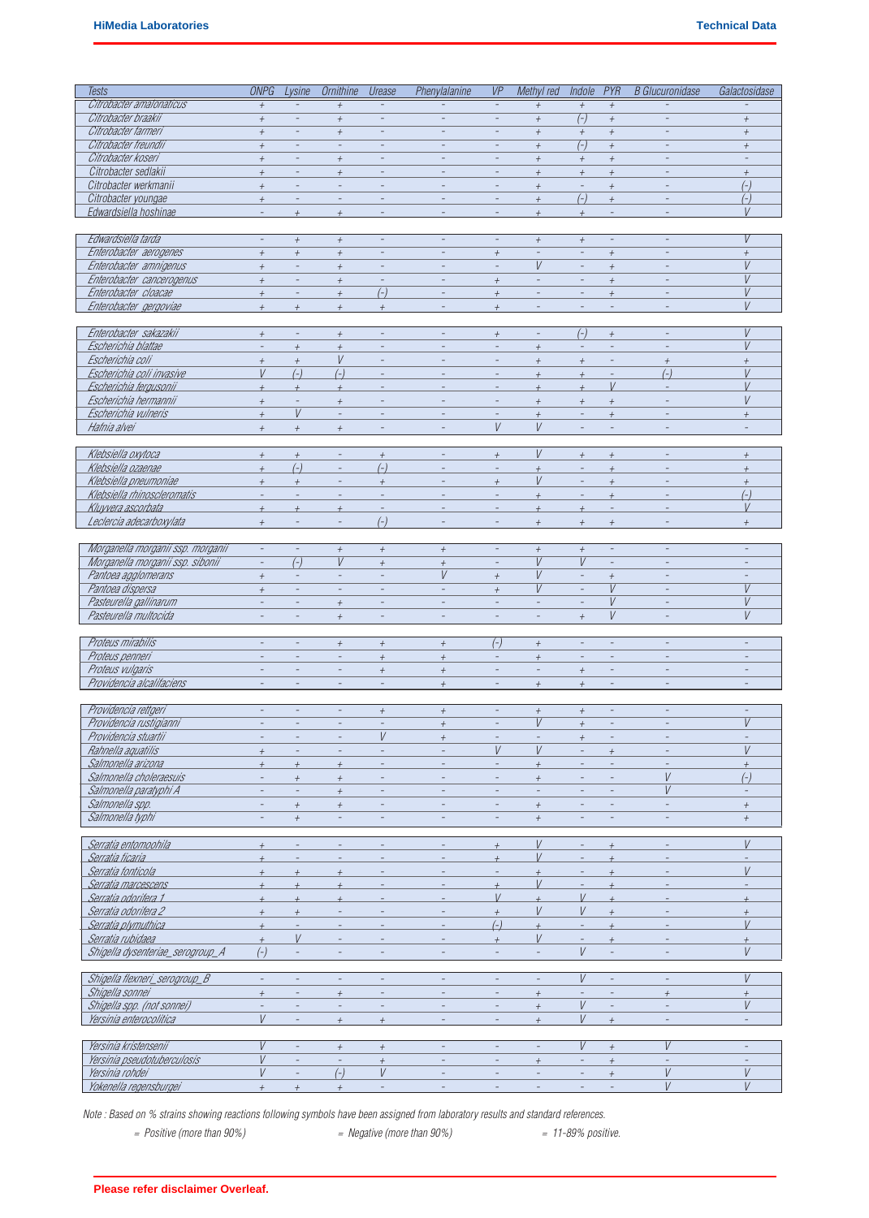| Tests | ONPG | Lysine | Ornithine | Urease | Phenylalanine | VP | Methyl red | Indole | PYR | B Glucuronidase | Galactosidase |
|---|---|---|---|---|---|---|---|---|---|---|---|
| Citrobacter amalonaticus | + | - | + | - | - | - | + | + | + | - | - |
| Citrobacter braakii | + | - | + | - | - | - | + | (-) | + | - | + |
| Citrobacter farmeri | + | - | + | - | - | - | + | + | + | - | + |
| Citrobacter freundii | + | - | - | - | - | - | + | (-) | + | - | + |
| Citrobacter koseri | + | - | + | - | - | - | + | + | + | - | - |
| Citrobacter sedlakii | + | - | + | - | - | - | + | + | + | - | + |
| Citrobacter werkmanii | + | - | - | - | - | - | + | - | + | - | (-) |
| Citrobacter youngae | + | - | - | - | - | - | + | (-) | + | - | (-) |
| Edwardsiella hoshinae | - | + | + | - | - | - | + | + | - | - | V |
| Edwardsiella tarda | - | + | + | - | - | - | + | + | - | - | V |
| Enterobacter aerogenes | + | + | + | - | - | + | - | - | + | - | + |
| Enterobacter amnigenus | + | - | + | - | - | - | V | - | + | - | V |
| Enterobacter cancerogenus | + | - | + | - | - | + | - | - | + | - | V |
| Enterobacter cloacae | + | - | + | (-) | - | + | - | - | + | - | V |
| Enterobacter gergoviae | + | + | + | + | - | + | - | - | - | - | V |
| Enterobacter sakazakii | + | - | + | - | - | + | - | (-) | + | - | V |
| Escherichia blattae | - | + | + | - | - | - | + | - | - | - | V |
| Escherichia coli | + | + | V | - | - | - | + | + | - | + | + |
| Escherichia coli invasive | V | (-) | (-) | - | - | - | + | + | - | (-) | V |
| Escherichia fergusonii | + | + | + | - | - | - | + | + | V | - | V |
| Escherichia hermannii | + | - | + | - | - | - | + | + | + | - | V |
| Escherichia vulneris | + | V | - | - | - | - | + | - | + | - | + |
| Hafnia alvei | + | + | + | - | - | V | V | - | - | - | - |
| Klebsiella oxytoca | + | + | - | + | - | + | V | + | + | - | + |
| Klebsiella ozaenae | + | (-) | - | (-) | - | - | + | - | + | - | + |
| Klebsiella pneumoniae | + | + | - | + | - | + | V | - | + | - | + |
| Klebsiella rhinoscleromatis | - | - | - | - | - | - | + | - | + | - | (-) |
| Kluyvera ascorbata | + | + | + | - | - | - | + | + | - | - | V |
| Leclercia adecarboxylata | + | - | - | (-) | - | - | + | + | + | - | + |
| Morganella morganii ssp. morganii | - | - | + | + | + | - | + | + | - | - | - |
| Morganella morganii ssp. sibonii | - | (-) | V | + | + | - | V | V | - | - | - |
| Pantoea agglomerans | + | - | - | - | V | + | V | - | + | - | - |
| Pantoea dispersa | + | - | - | - | - | + | V | - | V | - | V |
| Pasteurella gallinarum | - | - | + | - | - | - | - | - | V | - | V |
| Pasteurella multocida | - | - | + | - | - | - | - | + | V | - | V |
| Proteus mirabilis | - | - | + | + | + | (-) | + | - | - | - | - |
| Proteus penneri | - | - | - | + | + | - | + | - | - | - | - |
| Proteus vulgaris | - | - | - | + | + | - | - | + | - | - | - |
| Providencia alcalifaciens | - | - | - | - | + | - | + | + | - | - | - |
| Providencia rettgeri | - | - | - | + | + | - | + | + | - | - | - |
| Providencia rustigianni | - | - | - | - | + | - | V | + | - | - | V |
| Providencia stuartii | - | - | - | V | + | - | - | + | - | - | - |
| Rahnella aquatilis | + | - | - | - | - | V | V | - | + | - | V |
| Salmonella arizona | + | + | + | - | - | - | + | - | - | - | + |
| Salmonella choleraesuis | - | + | + | - | - | - | + | - | - | V | (-) |
| Salmonella paratyphi A | - | - | + | - | - | - | - | - | - | V | - |
| Salmonella spp. | - | + | + | - | - | - | + | - | - | - | + |
| Salmonella typhi | - | + | - | - | - | - | + | - | - | - | + |
| Serratia entomophila | + | - | - | - | - | + | V | - | + | - | V |
| Serratia ficaria | + | - | - | - | - | + | V | - | + | - | - |
| Serratia fonticola | + | + | + | - | - | - | + | - | + | - | V |
| Serratia marcescens | + | + | + | - | - | + | V | - | + | - | - |
| Serratia odorifera 1 | + | + | + | - | - | V | + | V | + | - | + |
| Serratia odorifera 2 | + | + | - | - | - | + | V | V | + | - | + |
| Serratia plymuthica | + | - | - | - | - | (-) | + | - | + | - | V |
| Serratia rubidaea | + | V | - | - | - | + | V | - | + | - | + |
| Shigella dysenteriae_serogroup_A | (-) | - | - | - | - | - | - | V | - | - | V |
| Shigella flexneri_serogroup_B | - | - | - | - | - | - | - | V | - | - | V |
| Shigella sonnei | + | - | + | - | - | - | + | - | - | + | + |
| Shigella spp. (not sonnei) | - | - | - | - | - | - | + | V | - | - | V |
| Yersinia enterocolitica | V | - | + | + | - | - | + | V | + | - | - |
| Yersinia kristensenii | V | - | + | + | - | - | - | V | + | V | - |
| Yersinia pseudotuberculosis | V | - | - | + | - | - | + | - | + | - | - |
| Yersinia rohdei | V | - | (-) | V | - | - | - | - | + | V | V |
| Yokenella regensburgei | + | + | + | - | - | - | - | - | - | V | V |

*Note : Based on % strains showing reactions following symbols have been assigned from laboratory results and standard references.*

*= Positive (more than 90%)* *= Negative (more than 90%)* *= 11-89% positive.*

**Please refer disclaimer Overleaf.**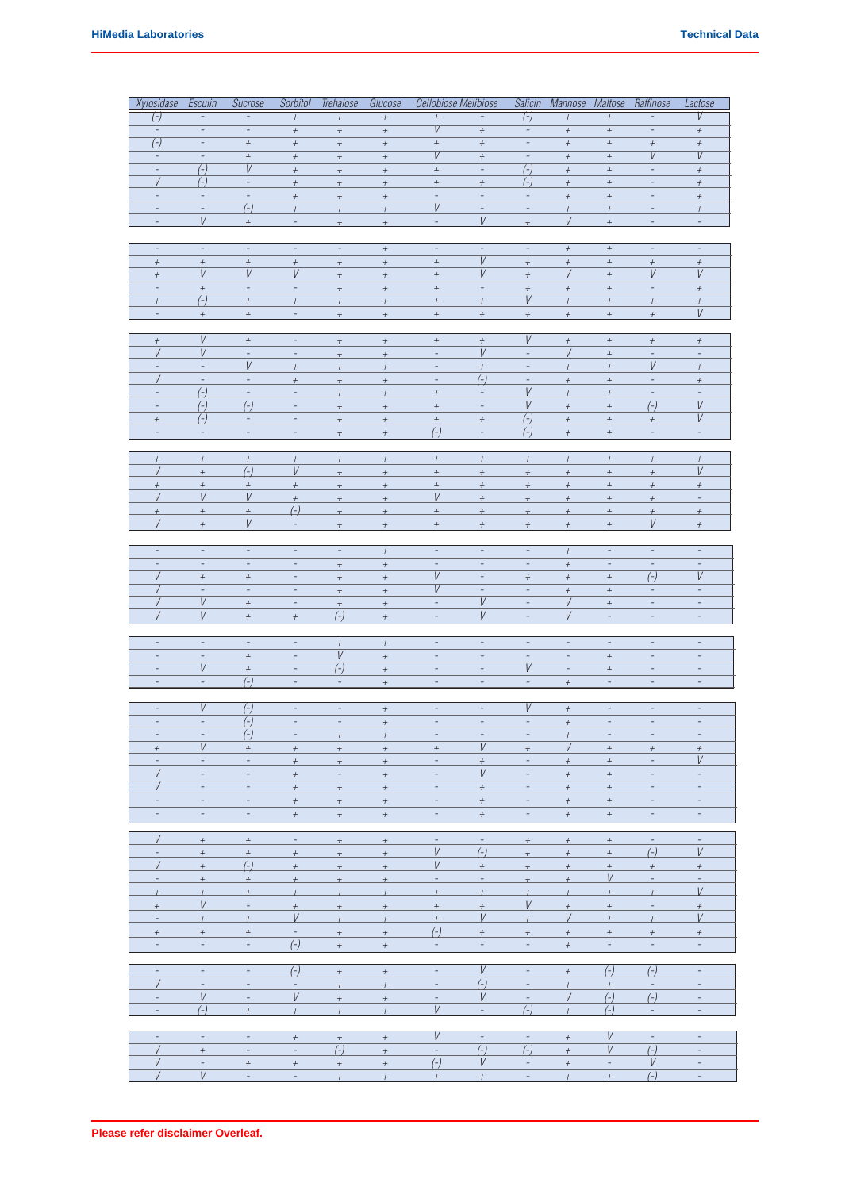| Xylosidase | Esculin | Sucrose | Sorbitol | Trehalose | Glucose | Cellobiose | Melibiose | Salicin | Mannose | Maltose | Raffinose | Lactose |
|---|---|---|---|---|---|---|---|---|---|---|---|---|
| (-) | - | - | + | + | + | + | - | (-) | + | + | - | V |
| - | - | - | + | + | + | V | + | - | + | + | - | + |
| (-) | - | + | + | + | + | + | + | - | + | + | + | + |
| - | - | + | + | + | + | V | + | - | + | + | V | V |
| - | (-) | V | + | + | + | + | - | (-) | + | + | - | + |
| V | (-) | - | + | + | + | + | + | (-) | + | + | - | + |
| - | - | - | + | + | + | - | - | - | + | + | - | + |
| - | - | (-) | + | + | + | V | - | - | + | + | - | + |
| - | V | + | - | + | + | - | V | + | V | + | - | - |
| | | | | | | | | | | | | |
| - | - | - | - | - | + | - | - | - | + | + | - | - |
| + | + | + | + | + | + | + | V | + | + | + | + | + |
| + | V | V | V | + | + | + | V | + | V | + | V | V |
| - | + | - | - | + | + | + | - | + | + | + | - | + |
| + | (-) | + | + | + | + | + | + | V | + | + | + | + |
| - | + | + | - | + | + | + | + | + | + | + | + | V |
| | | | | | | | | | | | | |
| + | V | + | - | + | + | + | + | V | + | + | + | + |
| V | V | - | - | + | + | - | V | - | V | + | - | - |
| - | - | V | + | + | + | - | + | - | + | + | V | + |
| V | - | - | + | + | + | - | (-) | - | + | + | - | + |
| - | (-) | - | - | + | + | + | - | V | + | + | - | - |
| - | (-) | (-) | - | + | + | + | - | V | + | + | (-) | V |
| + | (-) | - | - | + | + | + | + | (-) | + | + | + | V |
| - | - | - | - | + | + | (-) | - | (-) | + | + | - | - |
| | | | | | | | | | | | | |
| + | + | + | + | + | + | + | + | + | + | + | + | + |
| V | + | (-) | V | + | + | + | + | + | + | + | + | V |
| + | + | + | + | + | + | + | + | + | + | + | + | + |
| V | V | V | + | + | + | V | + | + | + | + | + | - |
| + | + | + | (-) | + | + | + | + | + | + | + | + | + |
| V | + | V | - | + | + | + | + | + | + | + | V | + |
| | | | | | | | | | | | | |
| - | - | - | - | - | + | - | - | - | + | - | - | - |
| - | - | - | - | + | + | - | - | - | + | - | - | - |
| V | + | + | - | + | + | V | - | + | + | + | (-) | V |
| V | - | - | - | + | + | V | - | - | + | + | - | - |
| V | V | + | - | + | + | - | V | - | V | + | - | - |
| V | V | + | + | (-) | + | - | V | - | V | - | - | - |
| | | | | | | | | | | | | |
| - | - | - | - | + | + | - | - | - | - | - | - | - |
| - | - | + | - | V | + | - | - | - | - | + | - | - |
| - | V | + | - | (-) | + | - | - | V | - | + | - | - |
| - | - | (-) | - | - | + | - | - | - | + | - | - | - |
| | | | | | | | | | | | | |
| - | V | (-) | - | - | + | - | - | V | + | - | - | - |
| - | - | (-) | - | - | + | - | - | - | + | - | - | - |
| - | - | (-) | - | + | + | - | - | - | + | - | - | - |
| + | V | + | + | + | + | + | V | + | V | + | + | + |
| - | - | - | + | + | + | - | + | - | + | + | - | V |
| V | - | - | + | - | + | - | V | - | + | + | - | - |
| V | - | - | + | + | + | - | + | - | + | + | - | - |
| - | - | - | + | + | + | - | + | - | + | + | - | - |
| - | - | - | + | + | + | - | + | - | + | + | - | - |
| | | | | | | | | | | | | |
| V | + | + | - | + | + | - | - | + | + | + | - | - |
| - | + | + | + | + | + | V | (-) | + | + | + | (-) | V |
| V | + | (-) | + | + | + | V | + | + | + | + | + | + |
| - | + | + | + | + | + | - | - | + | + | V | - | - |
| + | + | + | + | + | + | + | + | + | + | + | + | V |
| + | V | - | + | + | + | + | + | V | + | + | - | + |
| - | + | + | V | + | + | + | V | + | V | + | + | V |
| + | + | + | - | + | + | (-) | + | + | + | + | + | + |
| - | - | - | (-) | + | + | - | - | - | + | - | - | - |
| | | | | | | | | | | | | |
| - | - | - | (-) | + | + | - | V | - | + | (-) | (-) | - |
| V | - | - | - | + | + | - | (-) | - | + | + | - | - |
| - | V | - | V | + | + | - | V | - | V | (-) | (-) | - |
| - | (-) | + | + | + | + | V | - | (-) | + | (-) | - | - |
| | | | | | | | | | | | | |
| - | - | - | + | + | + | V | - | - | + | V | - | - |
| V | + | - | - | (-) | + | - | (-) | (-) | + | V | (-) | - |
| V | - | + | + | + | + | (-) | V | - | + | - | V | - |
| V | V | - | - | + | + | + | + | - | + | + | (-) | - |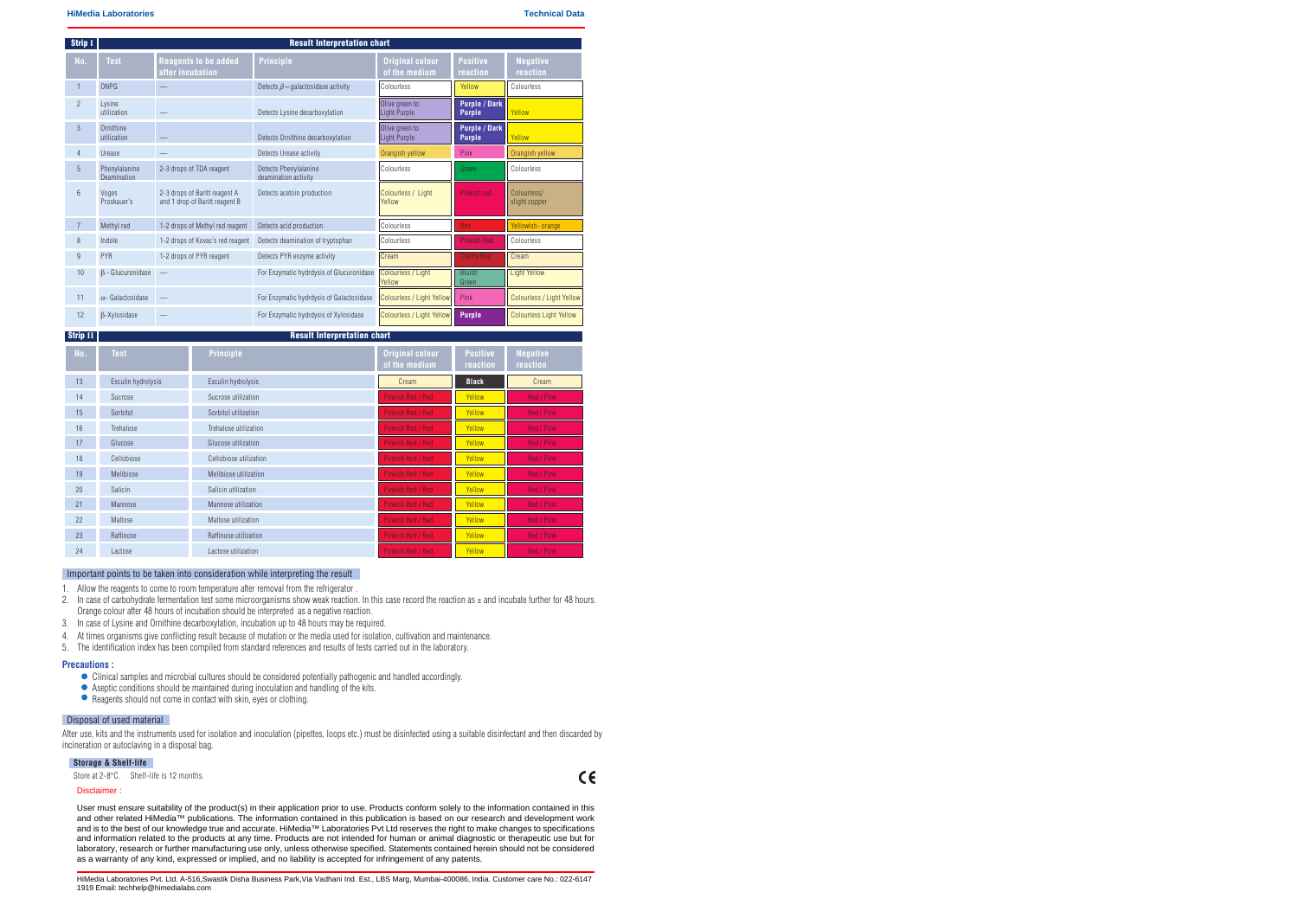| Strip I | Result Interpretation chart | | | | | |
|---|---|---|---|---|---|---|
| No. | Test | Reagents to be added after incubation | Principle | Original colour of the medium | Positive reaction | Negative reaction |
| 1 | ONPG | — | Detects $\beta$ – galactosidase activity | Colourless | Yellow | Colourless |
| 2 | Lysine utilization | — | Detects Lysine decarboxylation | Olive green to Light Purple | Purple / Dark Purple | Yellow |
| 3 | Ornithine utilization | — | Detects Ornithine decarboxylation | Olive green to Light Purple | Purple / Dark Purple | Yellow |
| 4 | Urease | — | Detects Urease activity | Orangish yellow | Pink | Orangish yellow |
| 5 | Phenylalanine Deamination | 2-3 drops of TDA reagent | Detects Phenylalanine deamination activity | Colourless | Green | Colourless |
| 6 | Voges Proskauer's | 2-3 drops of Baritt reagent A and 1 drop of Baritt reagent B | Detects acetoin production | Colourless / Light Yellow | Pinkish red | Colourless/ slight copper |
| 7 | Methyl red | 1-2 drops of Methyl red reagent | Detects acid production | Colourless | Red | Yellowish- orange |
| 8 | Indole | 1-2 drops of Kovac's red reagent | Detects deamination of tryptophan | Colourless | Pinkish Red | Colourless |
| 9 | PYR | 1-2 drops of PYR reagent | Detects PYR enzyme activity | Cream | Cherry Red | Cream |
| 10 | $\beta$ - Glucuronidase | — | For Enzymatic hydrdysis of Glucuronidase | Colourless / Light Yellow | Bluish Green | Light Yellow |
| 11 | $\alpha$- Galactosidase | — | For Enzymatic hydrdysis of Galactosidase | Colourless / Light Yellow | Pink | Colourless / Light Yellow |
| 12 | $\beta$-Xylosidase | — | For Enzymatic hydrdysis of Xylosidase | Colourless / Light Yellow | Purple | Colourless Light Yellow |

| Strip II | Result Interpretation chart | | | | |
|---|---|---|---|---|---|
| No. | Test | Principle | Original colour of the medium | Positive reaction | Negative reaction |
| 13 | Esculin hydrolysis | Esculin hydrolysis | Cream | Black | Cream |
| 14 | Sucrose | Sucrose utilization | Pinkish Red / Red | Yellow | Red / Pink |
| 15 | Sorbitol | Sorbitol utilization | Pinkish Red / Red | Yellow | Red / Pink |
| 16 | Trehalose | Trehalose utilization | Pinkish Red / Red | Yellow | Red / Pink |
| 17 | Glucose | Glucose utilization | Pinkish Red / Red | Yellow | Red / Pink |
| 18 | Cellobiose | Cellobiose utilization | Pinkish Red / Red | Yellow | Red / Pink |
| 19 | Melibiose | Melibiose utilization | Pinkish Red / Red | Yellow | Red / Pink |
| 20 | Salicin | Salicin utilization | Pinkish Red / Red | Yellow | Red / Pink |
| 21 | Mannose | Mannose utilization | Pinkish Red / Red | Yellow | Red / Pink |
| 22 | Maltose | Maltose utilization | Pinkish Red / Red | Yellow | Red / Pink |
| 23 | Raffinose | Raffinose utilization | Pinkish Red / Red | Yellow | Red / Pink |
| 24 | Lactose | Lactose utilization | Pinkish Red / Red | Yellow | Red / Pink |

## Important points to be taken into consideration while interpreting the result

1. Allow the reagents to come to room temperature after removal from the refrigerator .
2. In case of carbohydrate fermentation test some microorganisms show weak reaction. In this case record the reaction as ± and incubate further for 48 hours. Orange colour after 48 hours of incubation should be interpreted as a negative reaction.
3. In case of Lysine and Ornithine decarboxylation, incubation up to 48 hours may be required.
4. At times organisms give conflicting result because of mutation or the media used for isolation, cultivation and maintenance.
5. The identification index has been compiled from standard references and results of tests carried out in the laboratory.

## Precautions :

- Clinical samples and microbial cultures should be considered potentially pathogenic and handled accordingly.
- Aseptic conditions should be maintained during inoculation and handling of the kits.
- Reagents should not come in contact with skin, eyes or clothing.

## Disposal of used material

After use, kits and the instruments used for isolation and inoculation (pipettes, loops etc.) must be disinfected using a suitable disinfectant and then discarded by incineration or autoclaving in a disposal bag.

## Storage & Shelf-life

Store at 2-8°C. Shelf-life is 12 months.

CE

Disclaimer :

User must ensure suitability of the product(s) in their application prior to use. Products conform solely to the information contained in this and other related HiMedia™ publications. The information contained in this publication is based on our research and development work and is to the best of our knowledge true and accurate. HiMedia™ Laboratories Pvt Ltd reserves the right to make changes to specifications and information related to the products at any time. Products are not intended for human or animal diagnostic or therapeutic use but for laboratory, research or further manufacturing use only, unless otherwise specified. Statements contained herein should not be considered as a warranty of any kind, expressed or implied, and no liability is accepted for infringement of any patents.

HiMedia Laboratories Pvt. Ltd. A-516,Swastik Disha Business Park,Via Vadhani Ind. Est., LBS Marg, Mumbai-400086, India. Customer care No.: 022-6147 1919 Email: techhelp@himedialabs.com